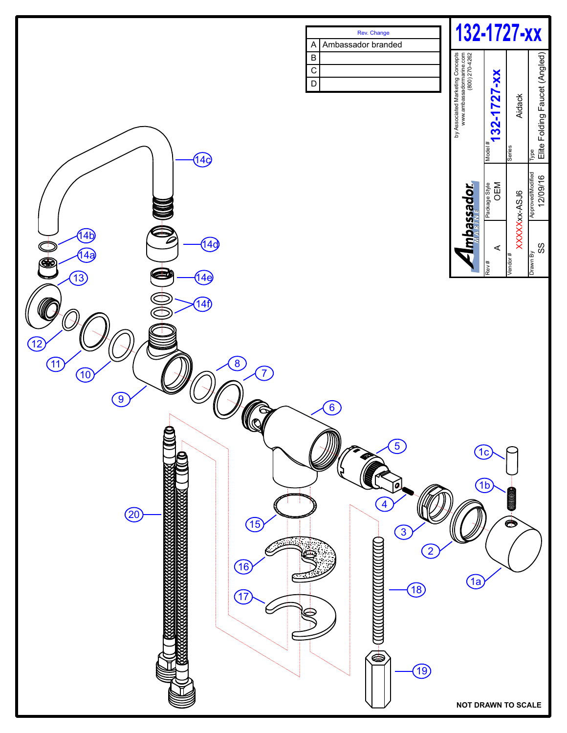# 132-1727-xx

| Rev. Change | |
|---|---|
| A | Ambassador branded |
| B | |
| C | |
| D | |

by Associated Marketing Concepts
www.ambassadormarine.com
(800) 270-4262

Ambassador MARINE

| Rev # | Package Style | Model # |
|---|---|---|
| A | OEM | 132-1727-xx |

| Vendor # | Series |
|---|---|
| XXXXXxx-ASJ6 | Aidack |

| Drawn By | Approved/Modified | Type |
|---|---|---|
| SS | 12/09/16 | Elite Folding Faucet (Angled) |

14c, 14b, 14a, 14d, 13, 14e, 14f, 12, 11, 10, 8, 7, 9, 6, 5, 1c, 1b, 4, 3, 20, 15, 2, 1a, 16, 18, 17, 19

NOT DRAWN TO SCALE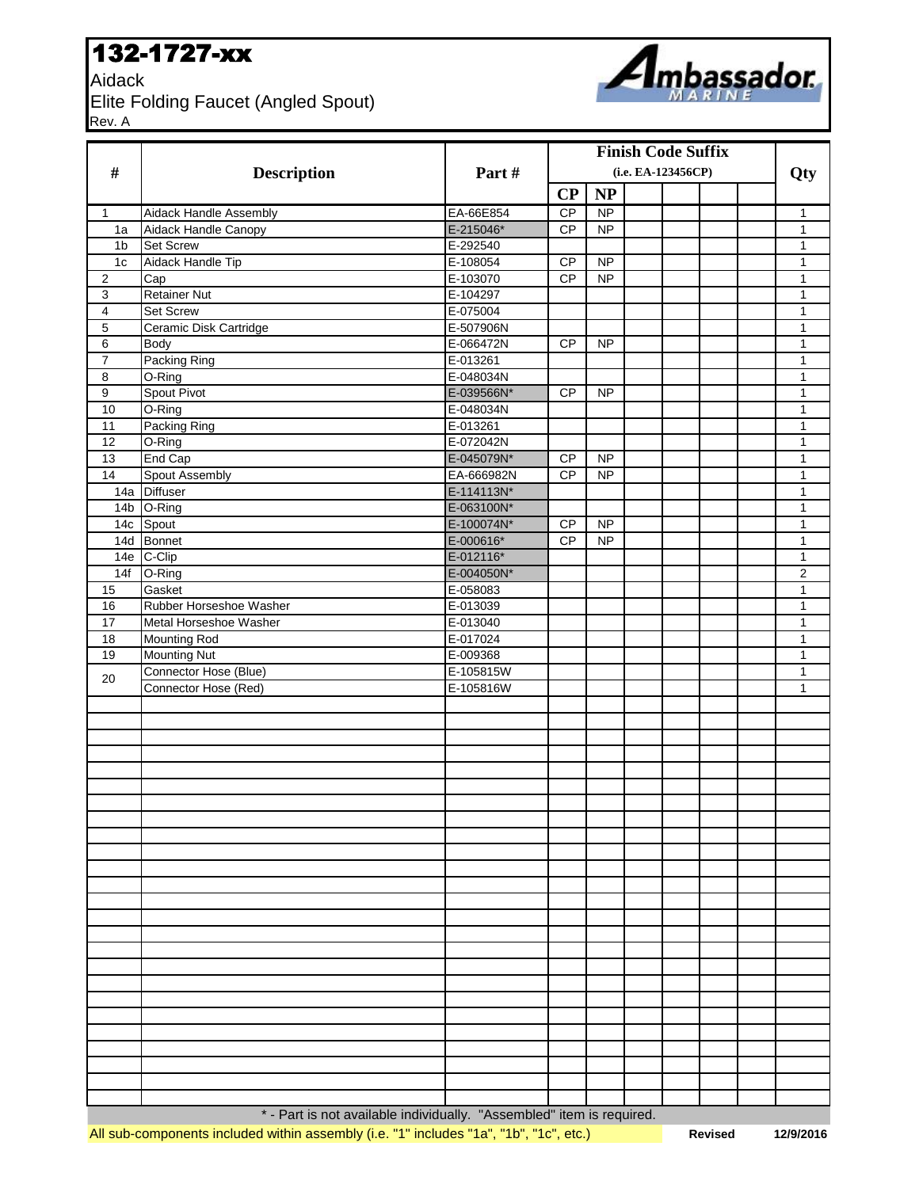# 132-1727-xx

Aidack

Elite Folding Faucet (Angled Spout)

Rev. A

Ambassador MARINE

| # | Description | Part # | Finish Code Suffix (i.e. EA-123456CP) | | | | | | Qty |
|---|---|---|---|---|---|---|---|---|---|
| | | | CP | NP | | | | | |
| 1 | Aidack Handle Assembly | EA-66E854 | CP | NP | | | | | 1 |
| 1a | Aidack Handle Canopy | E-215046* | CP | NP | | | | | 1 |
| 1b | Set Screw | E-292540 | | | | | | | 1 |
| 1c | Aidack Handle Tip | E-108054 | CP | NP | | | | | 1 |
| 2 | Cap | E-103070 | CP | NP | | | | | 1 |
| 3 | Retainer Nut | E-104297 | | | | | | | 1 |
| 4 | Set Screw | E-075004 | | | | | | | 1 |
| 5 | Ceramic Disk Cartridge | E-507906N | | | | | | | 1 |
| 6 | Body | E-066472N | CP | NP | | | | | 1 |
| 7 | Packing Ring | E-013261 | | | | | | | 1 |
| 8 | O-Ring | E-048034N | | | | | | | 1 |
| 9 | Spout Pivot | E-039566N* | CP | NP | | | | | 1 |
| 10 | O-Ring | E-048034N | | | | | | | 1 |
| 11 | Packing Ring | E-013261 | | | | | | | 1 |
| 12 | O-Ring | E-072042N | | | | | | | 1 |
| 13 | End Cap | E-045079N* | CP | NP | | | | | 1 |
| 14 | Spout Assembly | EA-666982N | CP | NP | | | | | 1 |
| 14a | Diffuser | E-114113N* | | | | | | | 1 |
| 14b | O-Ring | E-063100N* | | | | | | | 1 |
| 14c | Spout | E-100074N* | CP | NP | | | | | 1 |
| 14d | Bonnet | E-000616* | CP | NP | | | | | 1 |
| 14e | C-Clip | E-012116* | | | | | | | 1 |
| 14f | O-Ring | E-004050N* | | | | | | | 2 |
| 15 | Gasket | E-058083 | | | | | | | 1 |
| 16 | Rubber Horseshoe Washer | E-013039 | | | | | | | 1 |
| 17 | Metal Horseshoe Washer | E-013040 | | | | | | | 1 |
| 18 | Mounting Rod | E-017024 | | | | | | | 1 |
| 19 | Mounting Nut | E-009368 | | | | | | | 1 |
| 20 | Connector Hose (Blue) | E-105815W | | | | | | | 1 |
| | Connector Hose (Red) | E-105816W | | | | | | | 1 |

* - Part is not available individually. "Assembled" item is required.

All sub-components included within assembly (i.e. "1" includes "1a", "1b", "1c", etc.)

**Revised** **12/9/2016**